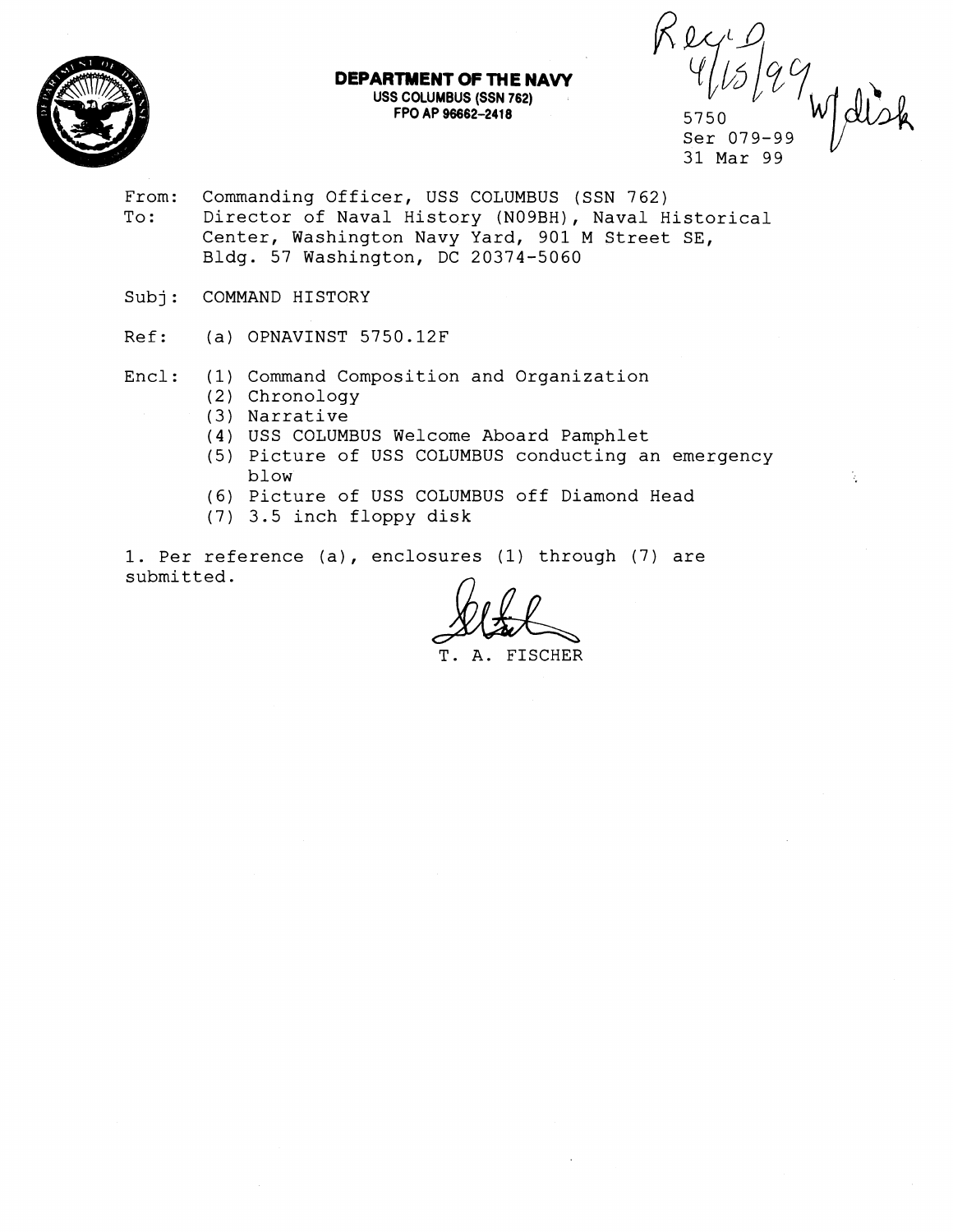**DEPARTMENT OF THE NAVY**
USS COLUMBUS (SSN 762)
FPO AP 96662-2418

Rec'd 4/15/99 w/disk

5750
Ser 079-99
31 Mar 99

From: Commanding Officer, USS COLUMBUS (SSN 762)
To: Director of Naval History (N09BH), Naval Historical Center, Washington Navy Yard, 901 M Street SE, Bldg. 57 Washington, DC 20374-5060

Subj: COMMAND HISTORY

Ref: (a) OPNAVINST 5750.12F

Encl: (1) Command Composition and Organization
(2) Chronology
(3) Narrative
(4) USS COLUMBUS Welcome Aboard Pamphlet
(5) Picture of USS COLUMBUS conducting an emergency blow
(6) Picture of USS COLUMBUS off Diamond Head
(7) 3.5 inch floppy disk

1. Per reference (a), enclosures (1) through (7) are submitted.

T. A. FISCHER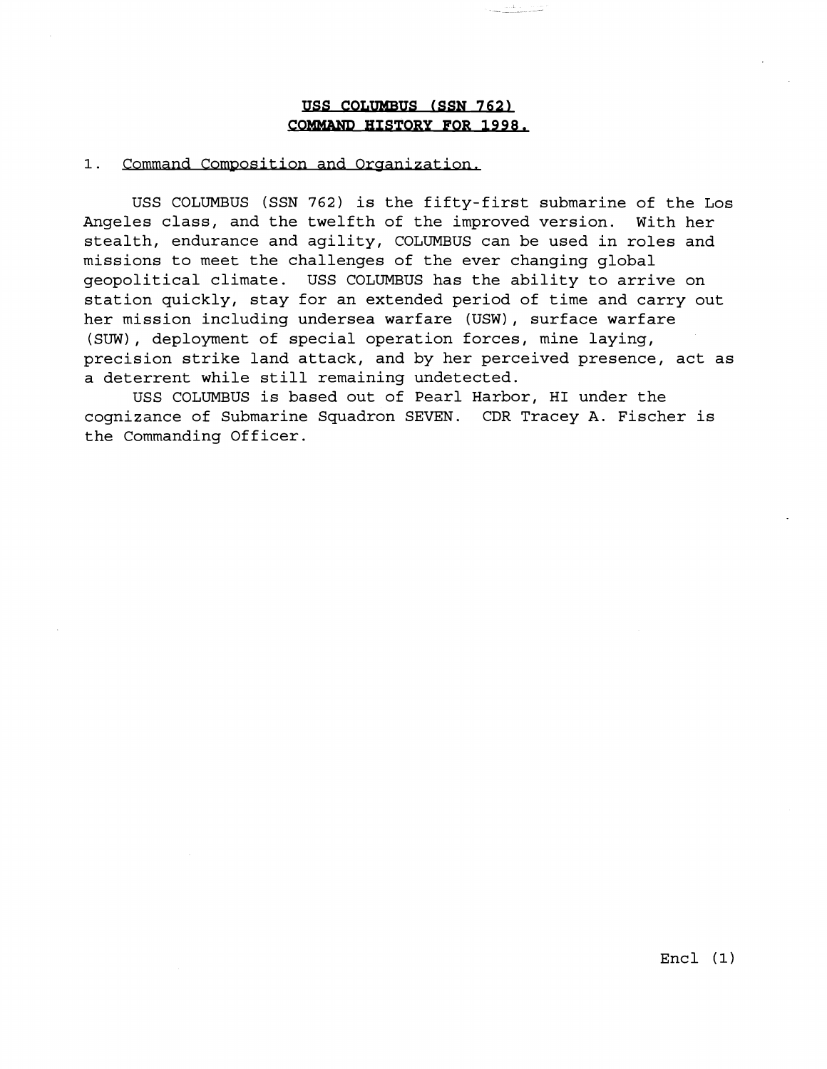# USS COLUMBUS (SSN 762)
# COMMAND HISTORY FOR 1998.

1. Command Composition and Organization.

USS COLUMBUS (SSN 762) is the fifty-first submarine of the Los Angeles class, and the twelfth of the improved version. With her stealth, endurance and agility, COLUMBUS can be used in roles and missions to meet the challenges of the ever changing global geopolitical climate. USS COLUMBUS has the ability to arrive on station quickly, stay for an extended period of time and carry out her mission including undersea warfare (USW), surface warfare (SUW), deployment of special operation forces, mine laying, precision strike land attack, and by her perceived presence, act as a deterrent while still remaining undetected.

USS COLUMBUS is based out of Pearl Harbor, HI under the cognizance of Submarine Squadron SEVEN. CDR Tracey A. Fischer is the Commanding Officer.

Encl (1)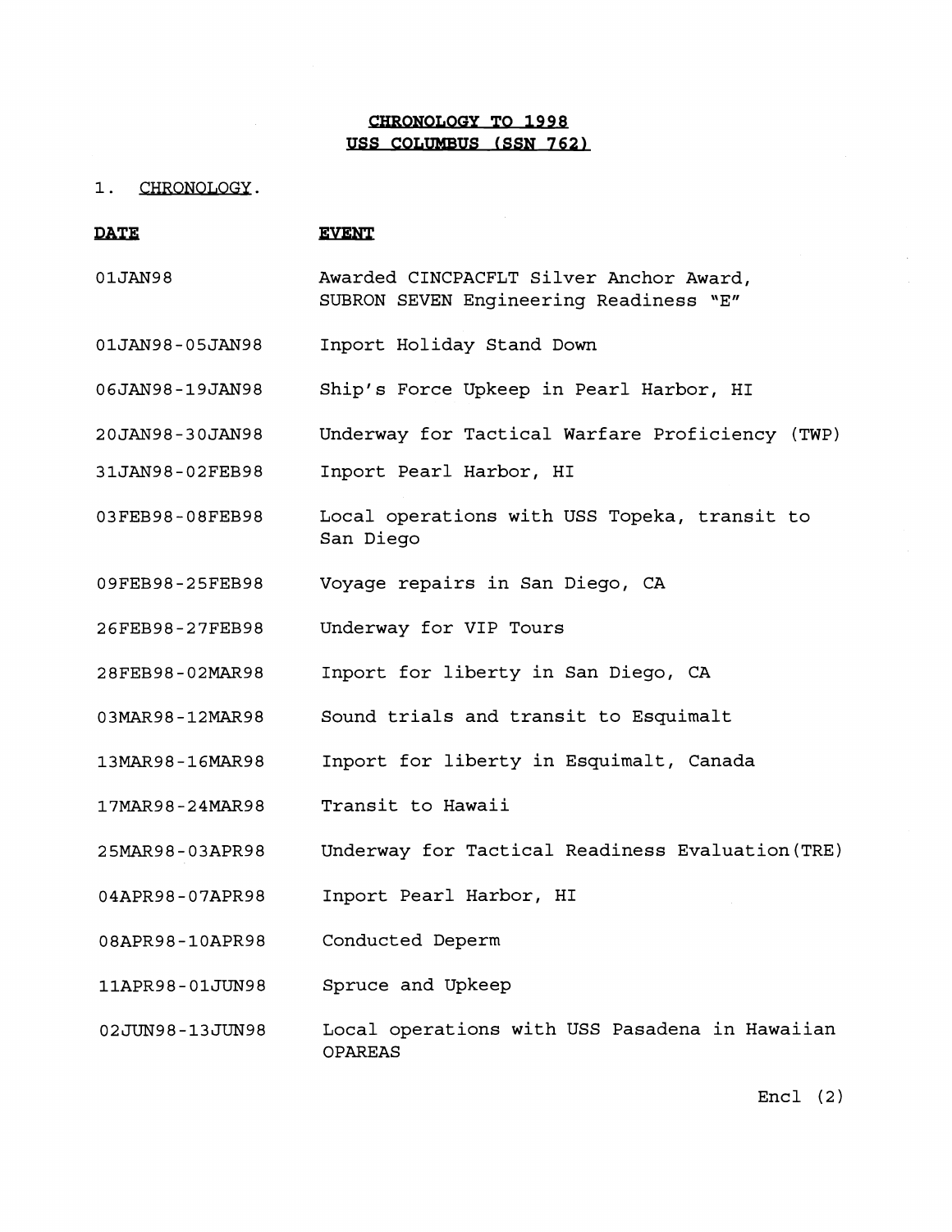# CHRONOLOGY TO 1998
## USS COLUMBUS (SSN 762)

1. CHRONOLOGY.

| DATE | EVENT |
| --- | --- |
| 01JAN98 | Awarded CINCPACFLT Silver Anchor Award, SUBRON SEVEN Engineering Readiness "E" |
| 01JAN98-05JAN98 | Inport Holiday Stand Down |
| 06JAN98-19JAN98 | Ship's Force Upkeep in Pearl Harbor, HI |
| 20JAN98-30JAN98 | Underway for Tactical Warfare Proficiency (TWP) |
| 31JAN98-02FEB98 | Inport Pearl Harbor, HI |
| 03FEB98-08FEB98 | Local operations with USS Topeka, transit to San Diego |
| 09FEB98-25FEB98 | Voyage repairs in San Diego, CA |
| 26FEB98-27FEB98 | Underway for VIP Tours |
| 28FEB98-02MAR98 | Inport for liberty in San Diego, CA |
| 03MAR98-12MAR98 | Sound trials and transit to Esquimalt |
| 13MAR98-16MAR98 | Inport for liberty in Esquimalt, Canada |
| 17MAR98-24MAR98 | Transit to Hawaii |
| 25MAR98-03APR98 | Underway for Tactical Readiness Evaluation(TRE) |
| 04APR98-07APR98 | Inport Pearl Harbor, HI |
| 08APR98-10APR98 | Conducted Deperm |
| 11APR98-01JUN98 | Spruce and Upkeep |
| 02JUN98-13JUN98 | Local operations with USS Pasadena in Hawaiian OPAREAS |

Encl (2)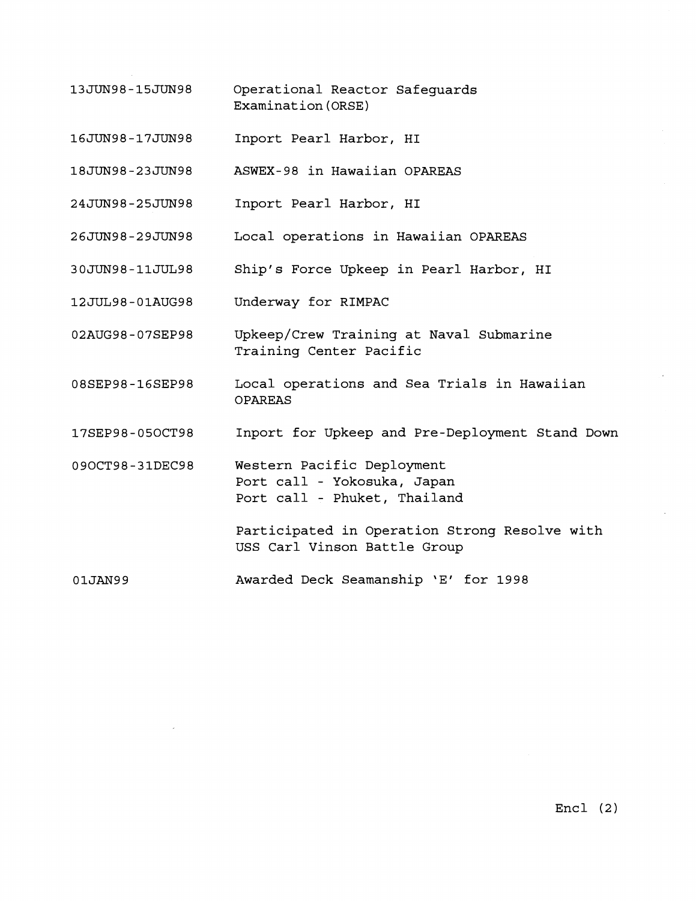| | |
|---|---|
| 13JUN98-15JUN98 | Operational Reactor Safeguards Examination(ORSE) |
| 16JUN98-17JUN98 | Inport Pearl Harbor, HI |
| 18JUN98-23JUN98 | ASWEX-98 in Hawaiian OPAREAS |
| 24JUN98-25JUN98 | Inport Pearl Harbor, HI |
| 26JUN98-29JUN98 | Local operations in Hawaiian OPAREAS |
| 30JUN98-11JUL98 | Ship's Force Upkeep in Pearl Harbor, HI |
| 12JUL98-01AUG98 | Underway for RIMPAC |
| 02AUG98-07SEP98 | Upkeep/Crew Training at Naval Submarine Training Center Pacific |
| 08SEP98-16SEP98 | Local operations and Sea Trials in Hawaiian OPAREAS |
| 17SEP98-05OCT98 | Inport for Upkeep and Pre-Deployment Stand Down |
| 09OCT98-31DEC98 | Western Pacific Deployment<br>Port call - Yokosuka, Japan<br>Port call - Phuket, Thailand<br><br>Participated in Operation Strong Resolve with USS Carl Vinson Battle Group |
| 01JAN99 | Awarded Deck Seamanship 'E' for 1998 |

Encl (2)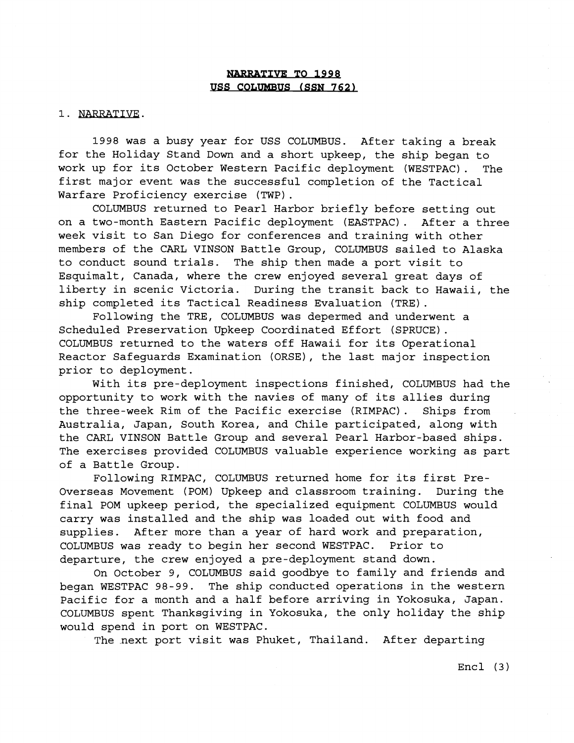**NARRATIVE TO 1998**
**USS COLUMBUS (SSN 762)**

1. NARRATIVE.

1998 was a busy year for USS COLUMBUS. After taking a break for the Holiday Stand Down and a short upkeep, the ship began to work up for its October Western Pacific deployment (WESTPAC). The first major event was the successful completion of the Tactical Warfare Proficiency exercise (TWP).

COLUMBUS returned to Pearl Harbor briefly before setting out on a two-month Eastern Pacific deployment (EASTPAC). After a three week visit to San Diego for conferences and training with other members of the CARL VINSON Battle Group, COLUMBUS sailed to Alaska to conduct sound trials. The ship then made a port visit to Esquimalt, Canada, where the crew enjoyed several great days of liberty in scenic Victoria. During the transit back to Hawaii, the ship completed its Tactical Readiness Evaluation (TRE).

Following the TRE, COLUMBUS was depermed and underwent a Scheduled Preservation Upkeep Coordinated Effort (SPRUCE). COLUMBUS returned to the waters off Hawaii for its Operational Reactor Safeguards Examination (ORSE), the last major inspection prior to deployment.

With its pre-deployment inspections finished, COLUMBUS had the opportunity to work with the navies of many of its allies during the three-week Rim of the Pacific exercise (RIMPAC). Ships from Australia, Japan, South Korea, and Chile participated, along with the CARL VINSON Battle Group and several Pearl Harbor-based ships. The exercises provided COLUMBUS valuable experience working as part of a Battle Group.

Following RIMPAC, COLUMBUS returned home for its first Pre-Overseas Movement (POM) Upkeep and classroom training. During the final POM upkeep period, the specialized equipment COLUMBUS would carry was installed and the ship was loaded out with food and supplies. After more than a year of hard work and preparation, COLUMBUS was ready to begin her second WESTPAC. Prior to departure, the crew enjoyed a pre-deployment stand down.

On October 9, COLUMBUS said goodbye to family and friends and began WESTPAC 98-99. The ship conducted operations in the western Pacific for a month and a half before arriving in Yokosuka, Japan. COLUMBUS spent Thanksgiving in Yokosuka, the only holiday the ship would spend in port on WESTPAC.

The next port visit was Phuket, Thailand. After departing

Encl (3)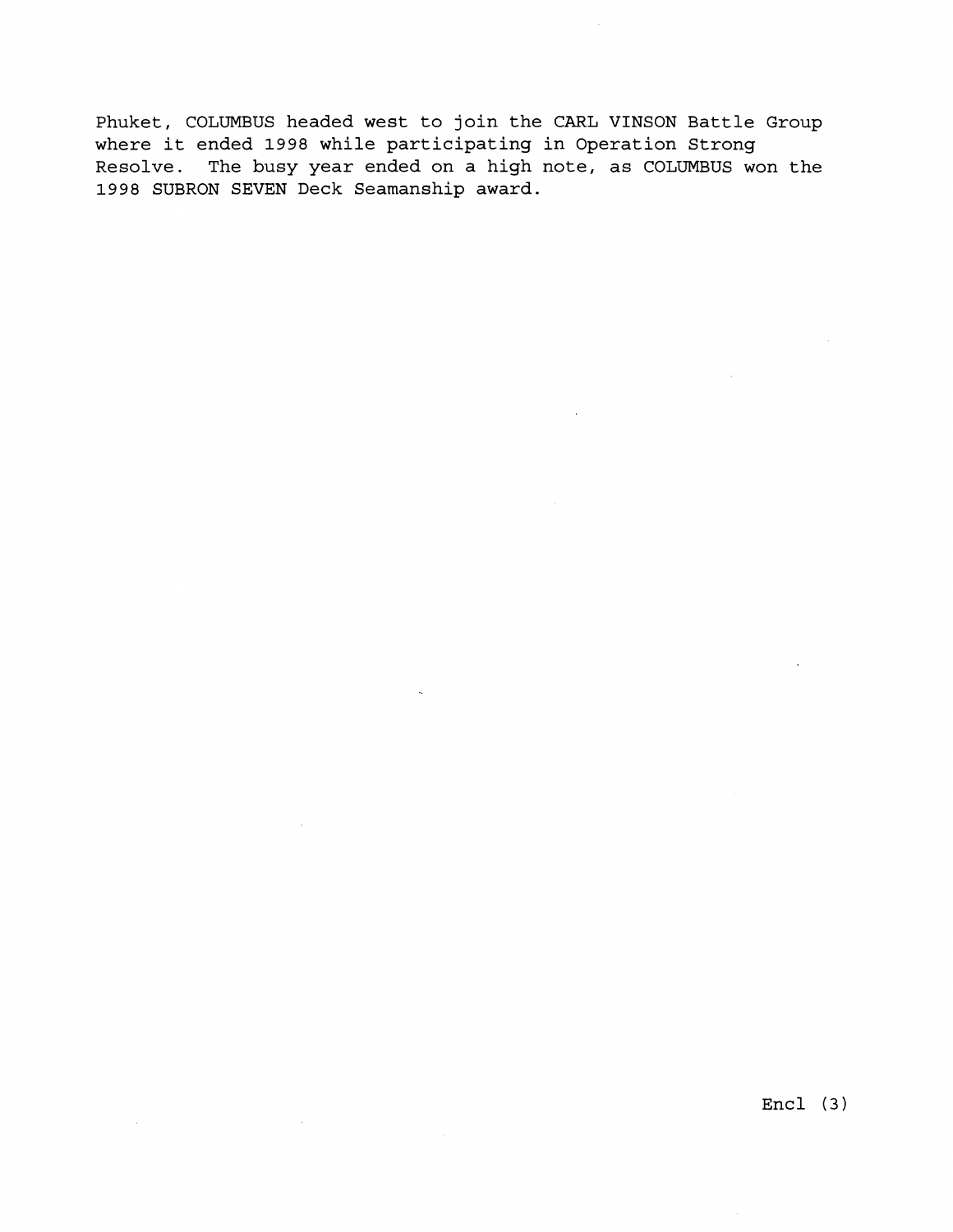Phuket, COLUMBUS headed west to join the CARL VINSON Battle Group where it ended 1998 while participating in Operation Strong Resolve. The busy year ended on a high note, as COLUMBUS won the 1998 SUBRON SEVEN Deck Seamanship award.

Encl (3)